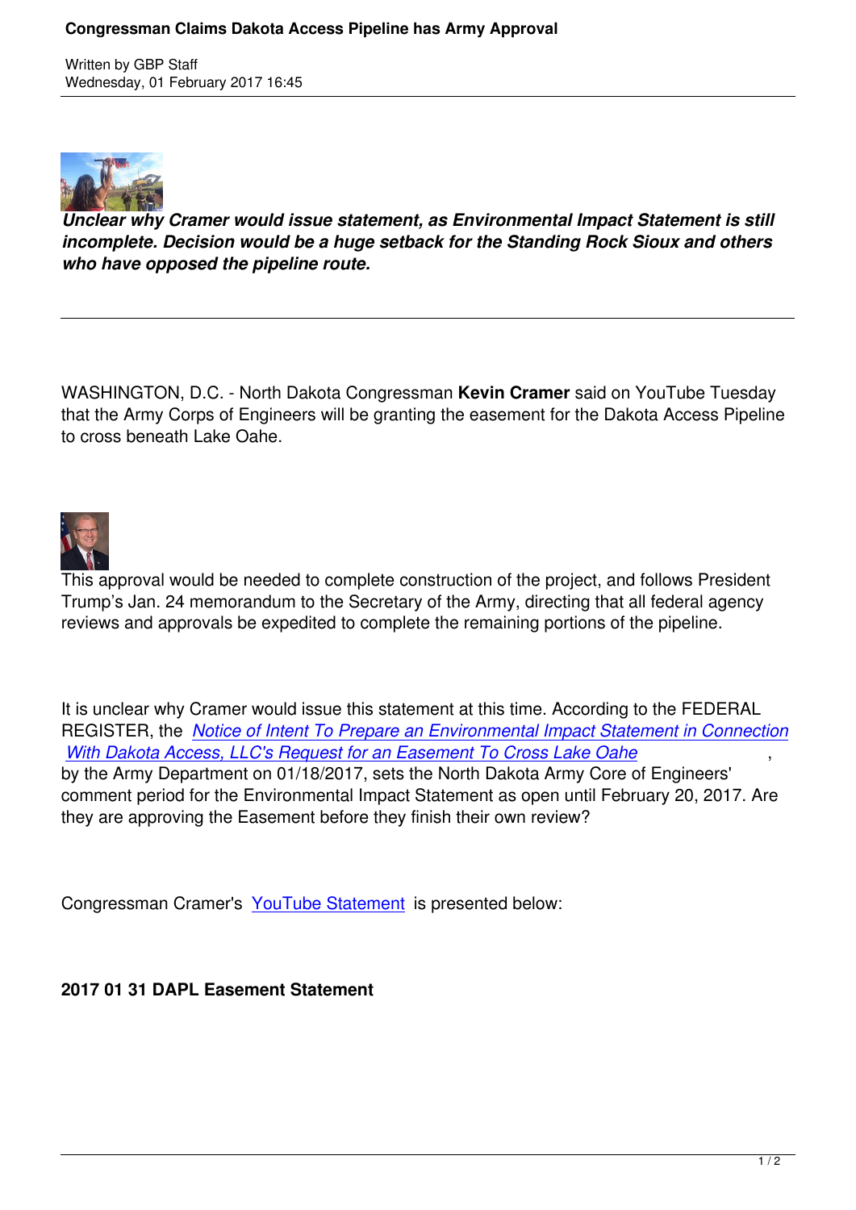# Congressman Claims Dakota Access Pipeline has Army Approval

Written by GBP Staff
Wednesday, 01 February 2017 16:45

***Unclear why Cramer would issue statement, as Environmental Impact Statement is still incomplete. Decision would be a huge setback for the Standing Rock Sioux and others who have opposed the pipeline route.***

---

WASHINGTON, D.C. - North Dakota Congressman **Kevin Cramer** said on YouTube Tuesday that the Army Corps of Engineers will be granting the easement for the Dakota Access Pipeline to cross beneath Lake Oahe.

This approval would be needed to complete construction of the project, and follows President Trump's Jan. 24 memorandum to the Secretary of the Army, directing that all federal agency reviews and approvals be expedited to complete the remaining portions of the pipeline.

It is unclear why Cramer would issue this statement at this time. According to the FEDERAL REGISTER, the *Notice of Intent To Prepare an Environmental Impact Statement in Connection With Dakota Access, LLC's Request for an Easement To Cross Lake Oahe*, by the Army Department on 01/18/2017, sets the North Dakota Army Core of Engineers' comment period for the Environmental Impact Statement as open until February 20, 2017. Are they approving the Easement before they finish their own review?

Congressman Cramer's YouTube Statement is presented below:

**2017 01 31 DAPL Easement Statement**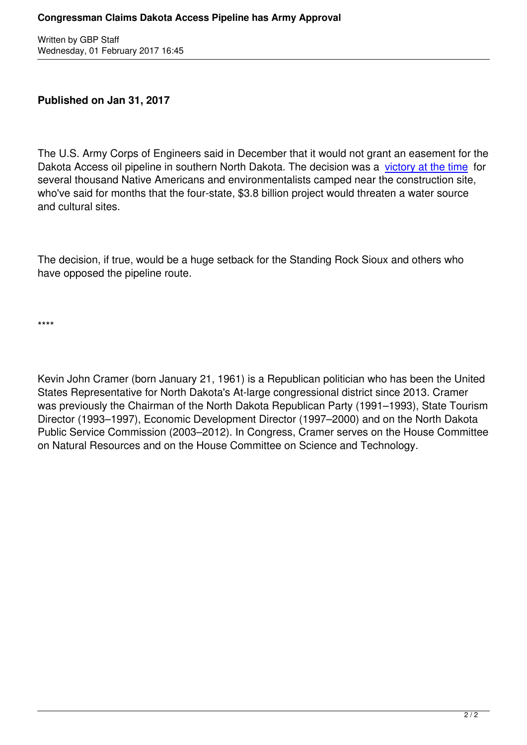**Published on Jan 31, 2017**

The U.S. Army Corps of Engineers said in December that it would not grant an easement for the Dakota Access oil pipeline in southern North Dakota. The decision was a victory at the time for several thousand Native Americans and environmentalists camped near the construction site, who've said for months that the four-state, $3.8 billion project would threaten a water source and cultural sites.

The decision, if true, would be a huge setback for the Standing Rock Sioux and others who have opposed the pipeline route.

****

Kevin John Cramer (born January 21, 1961) is a Republican politician who has been the United States Representative for North Dakota's At-large congressional district since 2013. Cramer was previously the Chairman of the North Dakota Republican Party (1991–1993), State Tourism Director (1993–1997), Economic Development Director (1997–2000) and on the North Dakota Public Service Commission (2003–2012). In Congress, Cramer serves on the House Committee on Natural Resources and on the House Committee on Science and Technology.